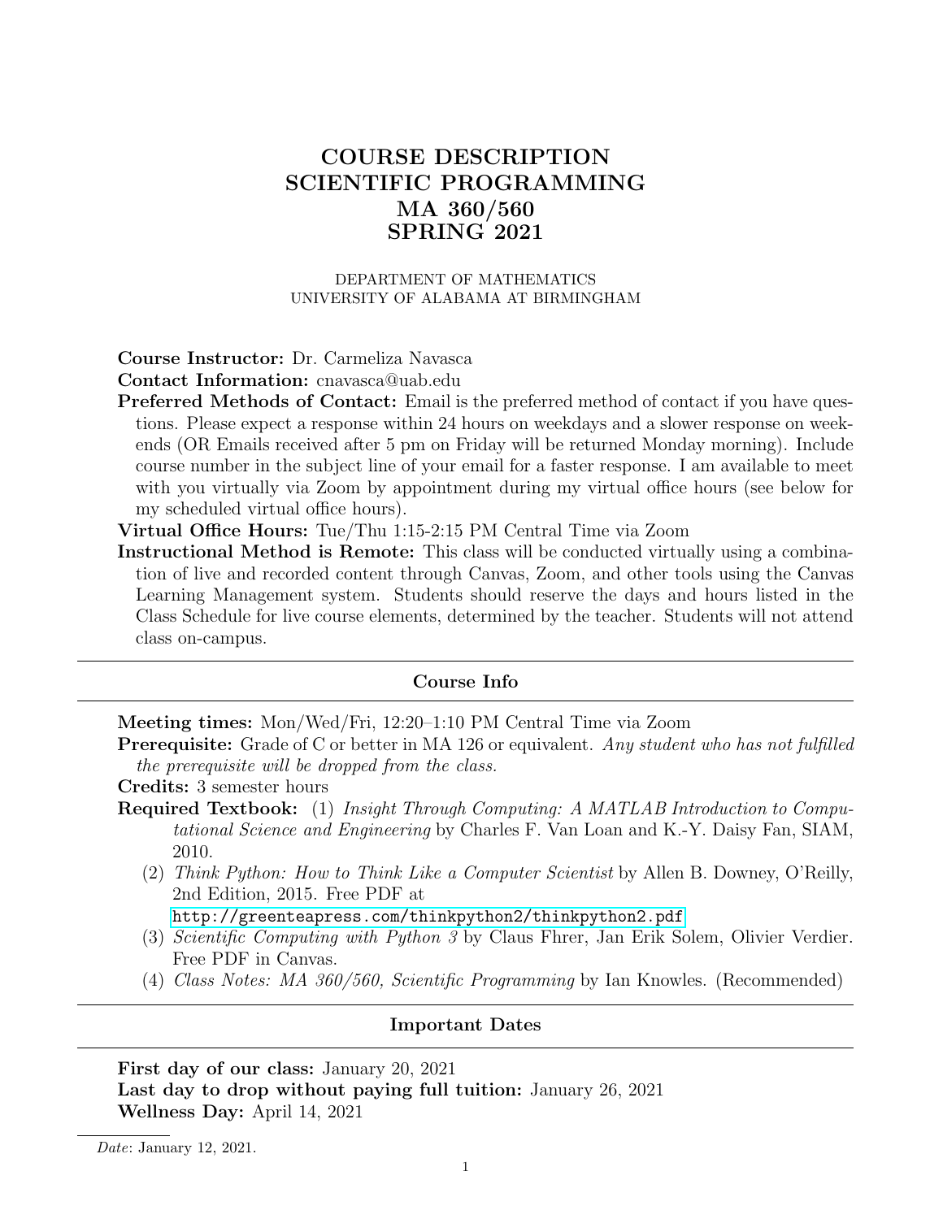# COURSE DESCRIPTION
# SCIENTIFIC PROGRAMMING
# MA 360/560
# SPRING 2021

DEPARTMENT OF MATHEMATICS
UNIVERSITY OF ALABAMA AT BIRMINGHAM

**Course Instructor:** Dr. Carmeliza Navasca

**Contact Information:** cnavasca@uab.edu

**Preferred Methods of Contact:** Email is the preferred method of contact if you have questions. Please expect a response within 24 hours on weekdays and a slower response on weekends (OR Emails received after 5 pm on Friday will be returned Monday morning). Include course number in the subject line of your email for a faster response. I am available to meet with you virtually via Zoom by appointment during my virtual office hours (see below for my scheduled virtual office hours).

**Virtual Office Hours:** Tue/Thu 1:15-2:15 PM Central Time via Zoom

**Instructional Method is Remote:** This class will be conducted virtually using a combination of live and recorded content through Canvas, Zoom, and other tools using the Canvas Learning Management system. Students should reserve the days and hours listed in the Class Schedule for live course elements, determined by the teacher. Students will not attend class on-campus.

## Course Info

**Meeting times:** Mon/Wed/Fri, 12:20–1:10 PM Central Time via Zoom

**Prerequisite:** Grade of C or better in MA 126 or equivalent. *Any student who has not fulfilled the prerequisite will be dropped from the class.*

**Credits:** 3 semester hours

**Required Textbook:** (1) *Insight Through Computing: A MATLAB Introduction to Computational Science and Engineering* by Charles F. Van Loan and K.-Y. Daisy Fan, SIAM, 2010.

(2) *Think Python: How to Think Like a Computer Scientist* by Allen B. Downey, O'Reilly, 2nd Edition, 2015. Free PDF at http://greenteapress.com/thinkpython2/thinkpython2.pdf

(3) *Scientific Computing with Python 3* by Claus Fhrer, Jan Erik Solem, Olivier Verdier. Free PDF in Canvas.

(4) *Class Notes: MA 360/560, Scientific Programming* by Ian Knowles. (Recommended)

## Important Dates

**First day of our class:** January 20, 2021

**Last day to drop without paying full tuition:** January 26, 2021

**Wellness Day:** April 14, 2021

*Date*: January 12, 2021.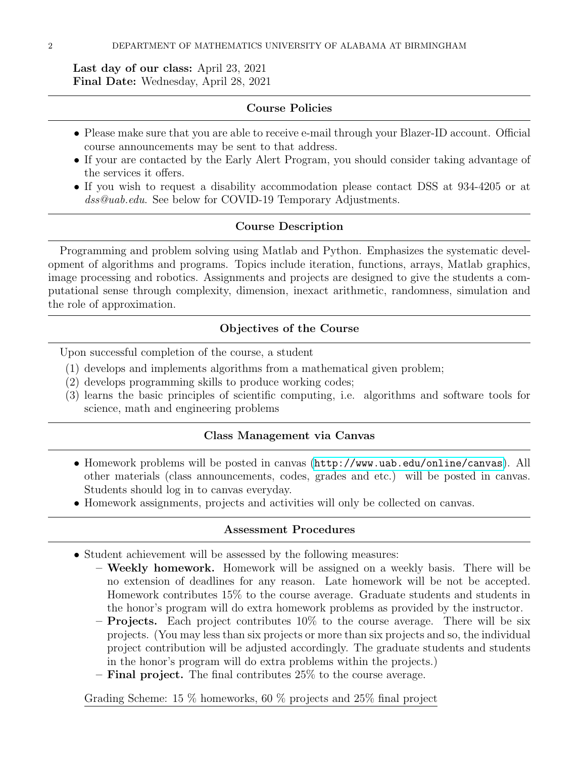**Last day of our class:** April 23, 2021
**Final Date:** Wednesday, April 28, 2021

## Course Policies

- Please make sure that you are able to receive e-mail through your Blazer-ID account. Official course announcements may be sent to that address.
- If your are contacted by the Early Alert Program, you should consider taking advantage of the services it offers.
- If you wish to request a disability accommodation please contact DSS at 934-4205 or at *dss@uab.edu*. See below for COVID-19 Temporary Adjustments.

## Course Description

Programming and problem solving using Matlab and Python. Emphasizes the systematic development of algorithms and programs. Topics include iteration, functions, arrays, Matlab graphics, image processing and robotics. Assignments and projects are designed to give the students a computational sense through complexity, dimension, inexact arithmetic, randomness, simulation and the role of approximation.

## Objectives of the Course

Upon successful completion of the course, a student

1. develops and implements algorithms from a mathematical given problem;
2. develops programming skills to produce working codes;
3. learns the basic principles of scientific computing, i.e. algorithms and software tools for science, math and engineering problems

## Class Management via Canvas

- Homework problems will be posted in canvas (`http://www.uab.edu/online/canvas`). All other materials (class announcements, codes, grades and etc.) will be posted in canvas. Students should log in to canvas everyday.
- Homework assignments, projects and activities will only be collected on canvas.

## Assessment Procedures

- Student achievement will be assessed by the following measures:
  - **Weekly homework.** Homework will be assigned on a weekly basis. There will be no extension of deadlines for any reason. Late homework will be not be accepted. Homework contributes 15% to the course average. Graduate students and students in the honor's program will do extra homework problems as provided by the instructor.
  - **Projects.** Each project contributes 10% to the course average. There will be six projects. (You may less than six projects or more than six projects and so, the individual project contribution will be adjusted accordingly. The graduate students and students in the honor's program will do extra problems within the projects.)
  - **Final project.** The final contributes 25% to the course average.

Grading Scheme: 15 % homeworks, 60 % projects and 25% final project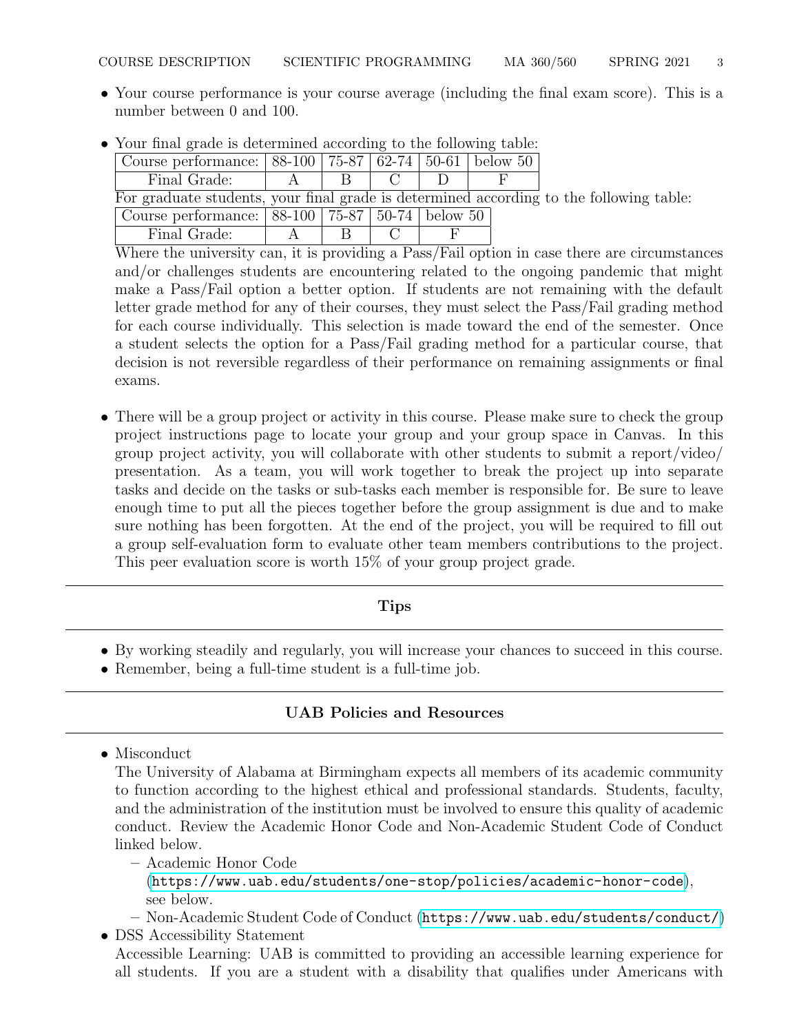- Your course performance is your course average (including the final exam score). This is a number between 0 and 100.
- Your final grade is determined according to the following table:

| Course performance: | 88-100 | 75-87 | 62-74 | 50-61 | below 50 |
|---|---|---|---|---|---|
| Final Grade: | A | B | C | D | F |

For graduate students, your final grade is determined according to the following table:

| Course performance: | 88-100 | 75-87 | 50-74 | below 50 |
|---|---|---|---|---|
| Final Grade: | A | B | C | F |

Where the university can, it is providing a Pass/Fail option in case there are circumstances and/or challenges students are encountering related to the ongoing pandemic that might make a Pass/Fail option a better option. If students are not remaining with the default letter grade method for any of their courses, they must select the Pass/Fail grading method for each course individually. This selection is made toward the end of the semester. Once a student selects the option for a Pass/Fail grading method for a particular course, that decision is not reversible regardless of their performance on remaining assignments or final exams.

- There will be a group project or activity in this course. Please make sure to check the group project instructions page to locate your group and your group space in Canvas. In this group project activity, you will collaborate with other students to submit a report/video/presentation. As a team, you will work together to break the project up into separate tasks and decide on the tasks or sub-tasks each member is responsible for. Be sure to leave enough time to put all the pieces together before the group assignment is due and to make sure nothing has been forgotten. At the end of the project, you will be required to fill out a group self-evaluation form to evaluate other team members contributions to the project. This peer evaluation score is worth 15% of your group project grade.

---

## Tips

---

- By working steadily and regularly, you will increase your chances to succeed in this course.
- Remember, being a full-time student is a full-time job.

---

## UAB Policies and Resources

---

- Misconduct
  The University of Alabama at Birmingham expects all members of its academic community to function according to the highest ethical and professional standards. Students, faculty, and the administration of the institution must be involved to ensure this quality of academic conduct. Review the Academic Honor Code and Non-Academic Student Code of Conduct linked below.
  - Academic Honor Code (https://www.uab.edu/students/one-stop/policies/academic-honor-code), see below.
  - Non-Academic Student Code of Conduct (https://www.uab.edu/students/conduct/)
- DSS Accessibility Statement
  Accessible Learning: UAB is committed to providing an accessible learning experience for all students. If you are a student with a disability that qualifies under Americans with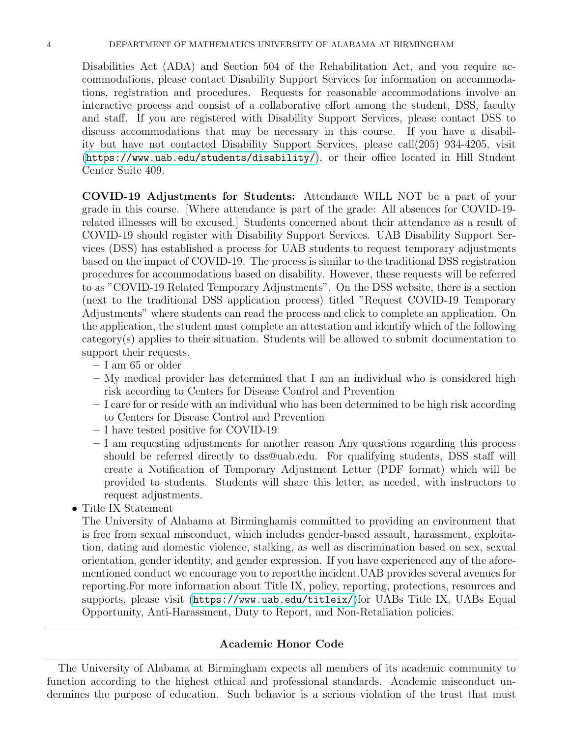Disabilities Act (ADA) and Section 504 of the Rehabilitation Act, and you require accommodations, please contact Disability Support Services for information on accommodations, registration and procedures. Requests for reasonable accommodations involve an interactive process and consist of a collaborative effort among the student, DSS, faculty and staff. If you are registered with Disability Support Services, please contact DSS to discuss accommodations that may be necessary in this course. If you have a disability but have not contacted Disability Support Services, please call(205) 934-4205, visit (https://www.uab.edu/students/disability/), or their office located in Hill Student Center Suite 409.

**COVID-19 Adjustments for Students:** Attendance WILL NOT be a part of your grade in this course. [Where attendance is part of the grade: All absences for COVID-19-related illnesses will be excused.] Students concerned about their attendance as a result of COVID-19 should register with Disability Support Services. UAB Disability Support Services (DSS) has established a process for UAB students to request temporary adjustments based on the impact of COVID-19. The process is similar to the traditional DSS registration procedures for accommodations based on disability. However, these requests will be referred to as "COVID-19 Related Temporary Adjustments". On the DSS website, there is a section (next to the traditional DSS application process) titled "Request COVID-19 Temporary Adjustments" where students can read the process and click to complete an application. On the application, the student must complete an attestation and identify which of the following category(s) applies to their situation. Students will be allowed to submit documentation to support their requests.

- I am 65 or older
- My medical provider has determined that I am an individual who is considered high risk according to Centers for Disease Control and Prevention
- I care for or reside with an individual who has been determined to be high risk according to Centers for Disease Control and Prevention
- I have tested positive for COVID-19
- I am requesting adjustments for another reason Any questions regarding this process should be referred directly to dss@uab.edu. For qualifying students, DSS staff will create a Notification of Temporary Adjustment Letter (PDF format) which will be provided to students. Students will share this letter, as needed, with instructors to request adjustments.

- Title IX Statement
  The University of Alabama at Birminghamis committed to providing an environment that is free from sexual misconduct, which includes gender-based assault, harassment, exploitation, dating and domestic violence, stalking, as well as discrimination based on sex, sexual orientation, gender identity, and gender expression. If you have experienced any of the aforementioned conduct we encourage you to reportthe incident.UAB provides several avenues for reporting.For more information about Title IX, policy, reporting, protections, resources and supports, please visit (https://www.uab.edu/titleix/)for UABs Title IX, UABs Equal Opportunity, Anti-Harassment, Duty to Report, and Non-Retaliation policies.

---

## Academic Honor Code

---

The University of Alabama at Birmingham expects all members of its academic community to function according to the highest ethical and professional standards. Academic misconduct undermines the purpose of education. Such behavior is a serious violation of the trust that must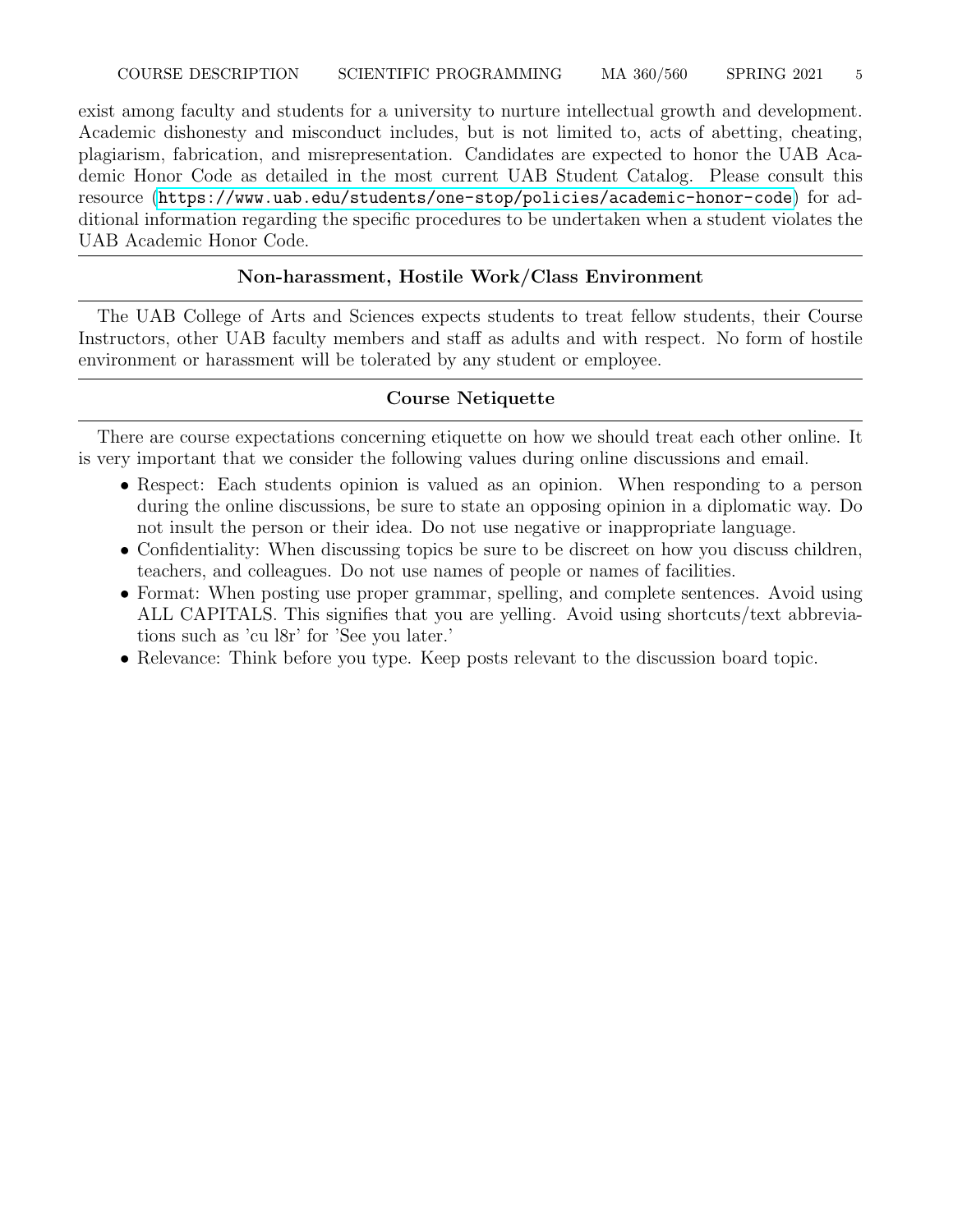exist among faculty and students for a university to nurture intellectual growth and development. Academic dishonesty and misconduct includes, but is not limited to, acts of abetting, cheating, plagiarism, fabrication, and misrepresentation. Candidates are expected to honor the UAB Academic Honor Code as detailed in the most current UAB Student Catalog. Please consult this resource (https://www.uab.edu/students/one-stop/policies/academic-honor-code) for additional information regarding the specific procedures to be undertaken when a student violates the UAB Academic Honor Code.

## Non-harassment, Hostile Work/Class Environment

The UAB College of Arts and Sciences expects students to treat fellow students, their Course Instructors, other UAB faculty members and staff as adults and with respect. No form of hostile environment or harassment will be tolerated by any student or employee.

## Course Netiquette

There are course expectations concerning etiquette on how we should treat each other online. It is very important that we consider the following values during online discussions and email.

- Respect: Each students opinion is valued as an opinion. When responding to a person during the online discussions, be sure to state an opposing opinion in a diplomatic way. Do not insult the person or their idea. Do not use negative or inappropriate language.
- Confidentiality: When discussing topics be sure to be discreet on how you discuss children, teachers, and colleagues. Do not use names of people or names of facilities.
- Format: When posting use proper grammar, spelling, and complete sentences. Avoid using ALL CAPITALS. This signifies that you are yelling. Avoid using shortcuts/text abbreviations such as 'cu l8r' for 'See you later.'
- Relevance: Think before you type. Keep posts relevant to the discussion board topic.